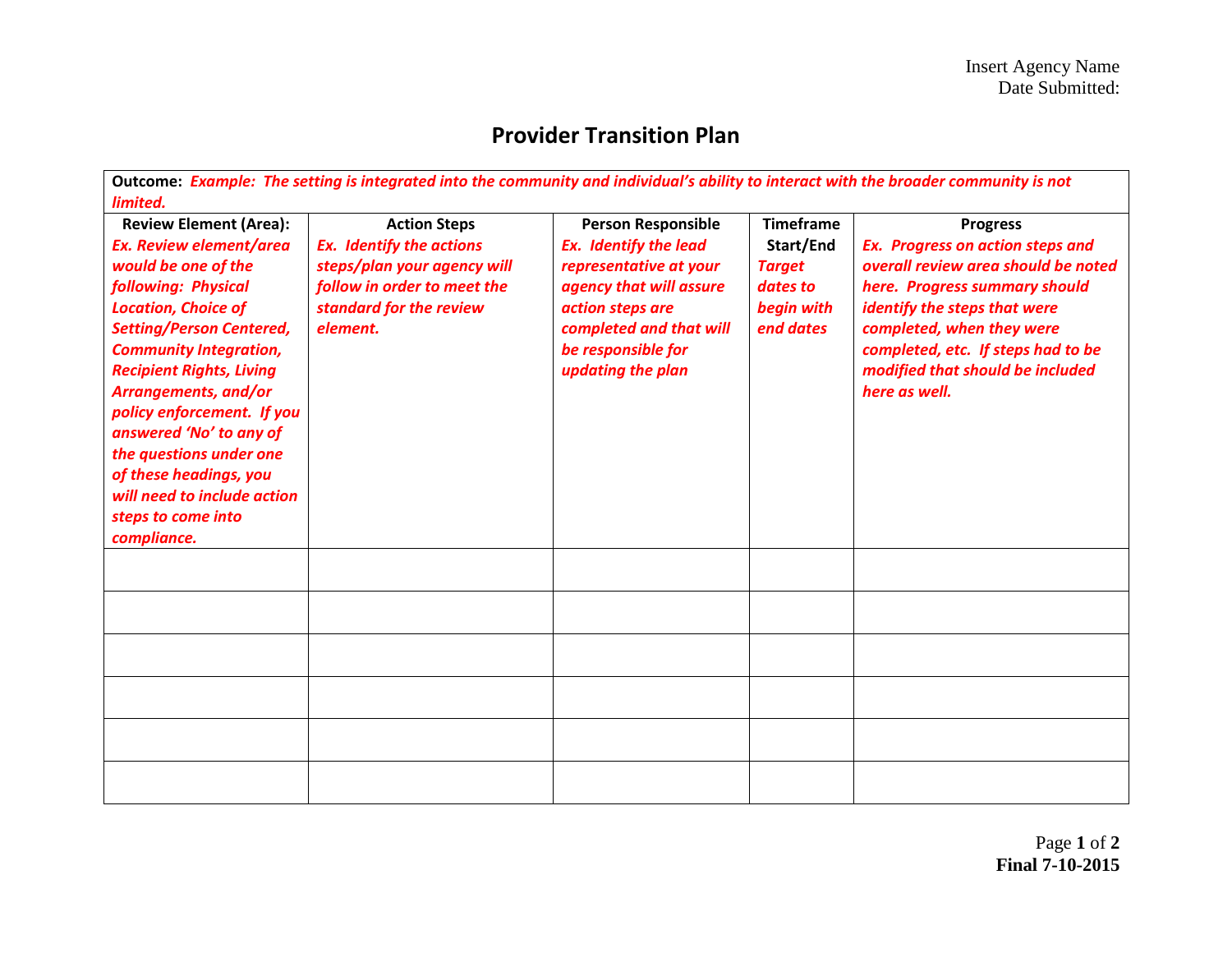Insert Agency Name
Date Submitted:

# Provider Transition Plan

**Outcome:** ***Example: The setting is integrated into the community and individual's ability to interact with the broader community is not limited.***

| Review Element (Area): | Action Steps | Person Responsible | Timeframe Start/End | Progress |
|---|---|---|---|---|
| ***Ex. Review element/area would be one of the following: Physical Location, Choice of Setting/Person Centered, Community Integration, Recipient Rights, Living Arrangements, and/or policy enforcement. If you answered 'No' to any of the questions under one of these headings, you will need to include action steps to come into compliance.*** | ***Ex. Identify the actions steps/plan your agency will follow in order to meet the standard for the review element.*** | ***Ex. Identify the lead representative at your agency that will assure action steps are completed and that will be responsible for updating the plan*** | ***Target dates to begin with end dates*** | ***Ex. Progress on action steps and overall review area should be noted here. Progress summary should identify the steps that were completed, when they were completed, etc. If steps had to be modified that should be included here as well.*** |
| | | | | |
| | | | | |
| | | | | |
| | | | | |
| | | | | |
| | | | | |

**Final 7-10-2015**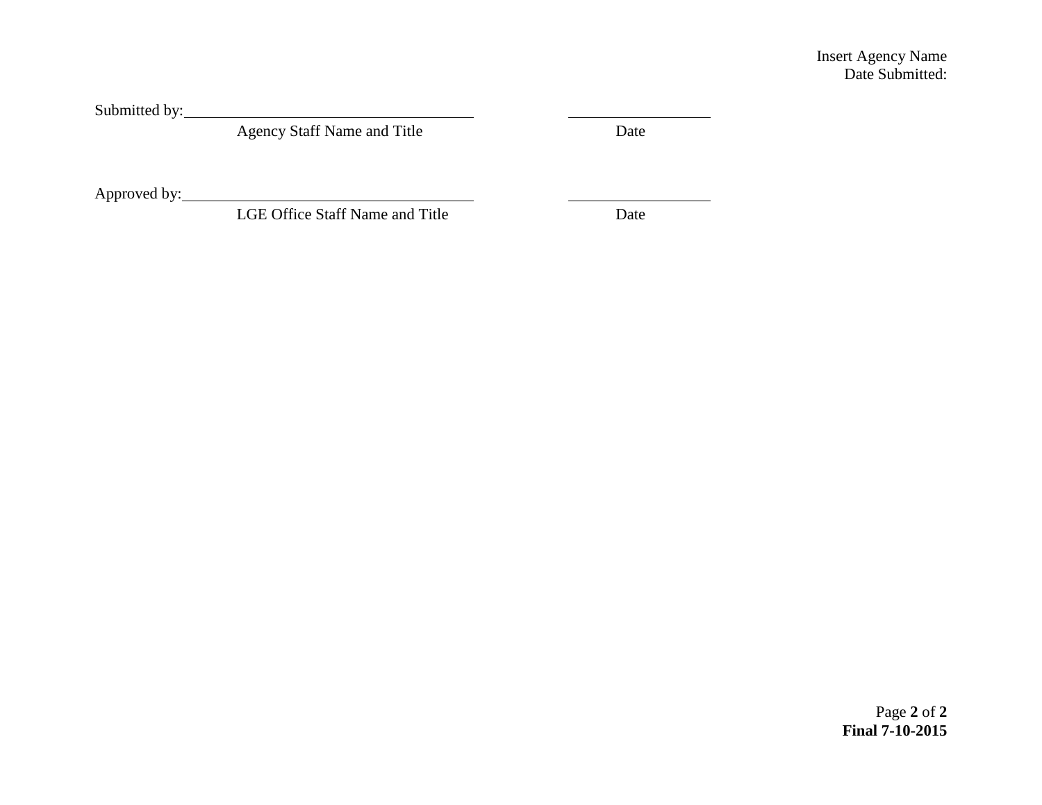Insert Agency Name
Date Submitted:

Submitted by:\_\_\_\_\_\_\_\_\_\_\_\_\_\_\_\_\_\_\_\_\_\_\_\_\_\_\_\_\_\_\_\_\_\_\_\_ \_\_\_\_\_\_\_\_\_\_\_\_\_\_\_\_\_\_

Agency Staff Name and Title  Date

Approved by:\_\_\_\_\_\_\_\_\_\_\_\_\_\_\_\_\_\_\_\_\_\_\_\_\_\_\_\_\_\_\_\_\_\_\_\_ \_\_\_\_\_\_\_\_\_\_\_\_\_\_\_\_\_\_

LGE Office Staff Name and Title  Date

**Final 7-10-2015**